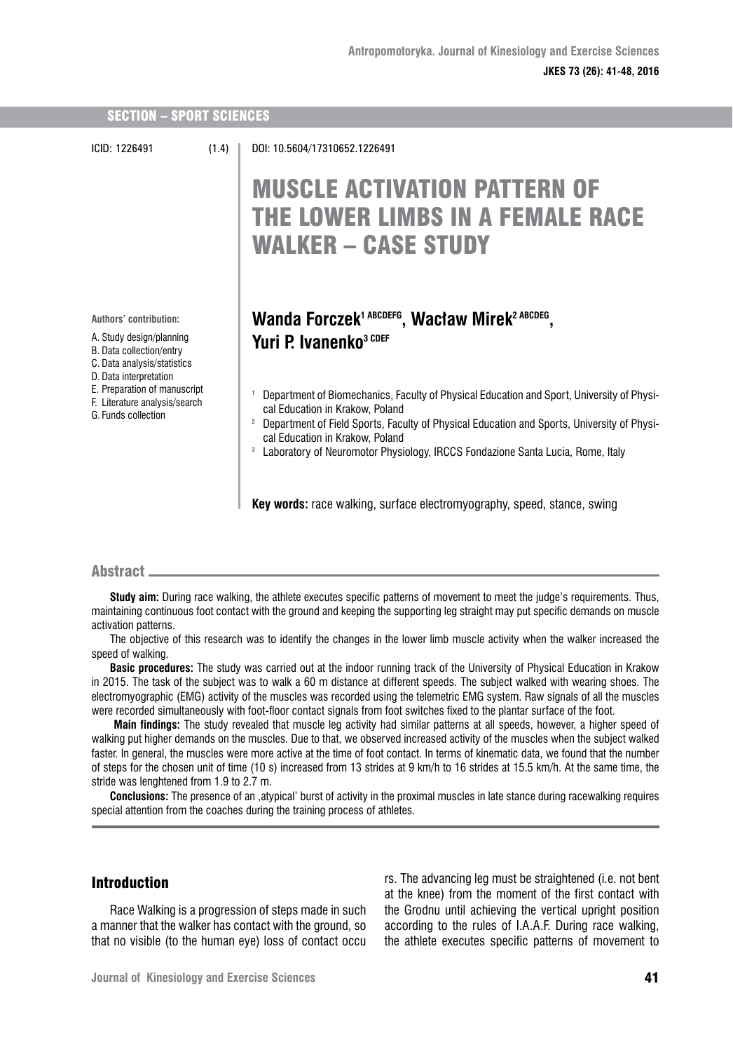SECTION – SPORT SCIENCES

ICID: 1226491 (1.4) DOI: 10.5604/17310652.1226491

# MUSCLE ACTIVATION PATTERN OF THE LOWER LIMBS IN A FEMALE RACE WALKER – CASE STUDY

**Wanda Forczek[1 ABCDEFG], Wacław Mirek[2 ABCDEG], Yuri P. Ivanenko[3 CDEF]**

Authors' contribution:

A. Study design/planning
B. Data collection/entry
C. Data analysis/statistics
D. Data interpretation
E. Preparation of manuscript
F. Literature analysis/search
G. Funds collection

[1] Department of Biomechanics, Faculty of Physical Education and Sport, University of Physical Education in Krakow, Poland
[2] Department of Field Sports, Faculty of Physical Education and Sports, University of Physical Education in Krakow, Poland
[3] Laboratory of Neuromotor Physiology, IRCCS Fondazione Santa Lucia, Rome, Italy

**Key words:** race walking, surface electromyography, speed, stance, swing

## Abstract

**Study aim:** During race walking, the athlete executes specific patterns of movement to meet the judge's requirements. Thus, maintaining continuous foot contact with the ground and keeping the supporting leg straight may put specific demands on muscle activation patterns.

The objective of this research was to identify the changes in the lower limb muscle activity when the walker increased the speed of walking.

**Basic procedures:** The study was carried out at the indoor running track of the University of Physical Education in Krakow in 2015. The task of the subject was to walk a 60 m distance at different speeds. The subject walked with wearing shoes. The electromyographic (EMG) activity of the muscles was recorded using the telemetric EMG system. Raw signals of all the muscles were recorded simultaneously with foot-floor contact signals from foot switches fixed to the plantar surface of the foot.

**Main findings:** The study revealed that muscle leg activity had similar patterns at all speeds, however, a higher speed of walking put higher demands on the muscles. Due to that, we observed increased activity of the muscles when the subject walked faster. In general, the muscles were more active at the time of foot contact. In terms of kinematic data, we found that the number of steps for the chosen unit of time (10 s) increased from 13 strides at 9 km/h to 16 strides at 15.5 km/h. At the same time, the stride was lenghtened from 1.9 to 2.7 m.

**Conclusions:** The presence of an ‚atypical' burst of activity in the proximal muscles in late stance during racewalking requires special attention from the coaches during the training process of athletes.

## Introduction

Race Walking is a progression of steps made in such a manner that the walker has contact with the ground, so that no visible (to the human eye) loss of contact occurs. The advancing leg must be straightened (i.e. not bent at the knee) from the moment of the first contact with the Grodnu until achieving the vertical upright position according to the rules of I.A.A.F. During race walking, the athlete executes specific patterns of movement to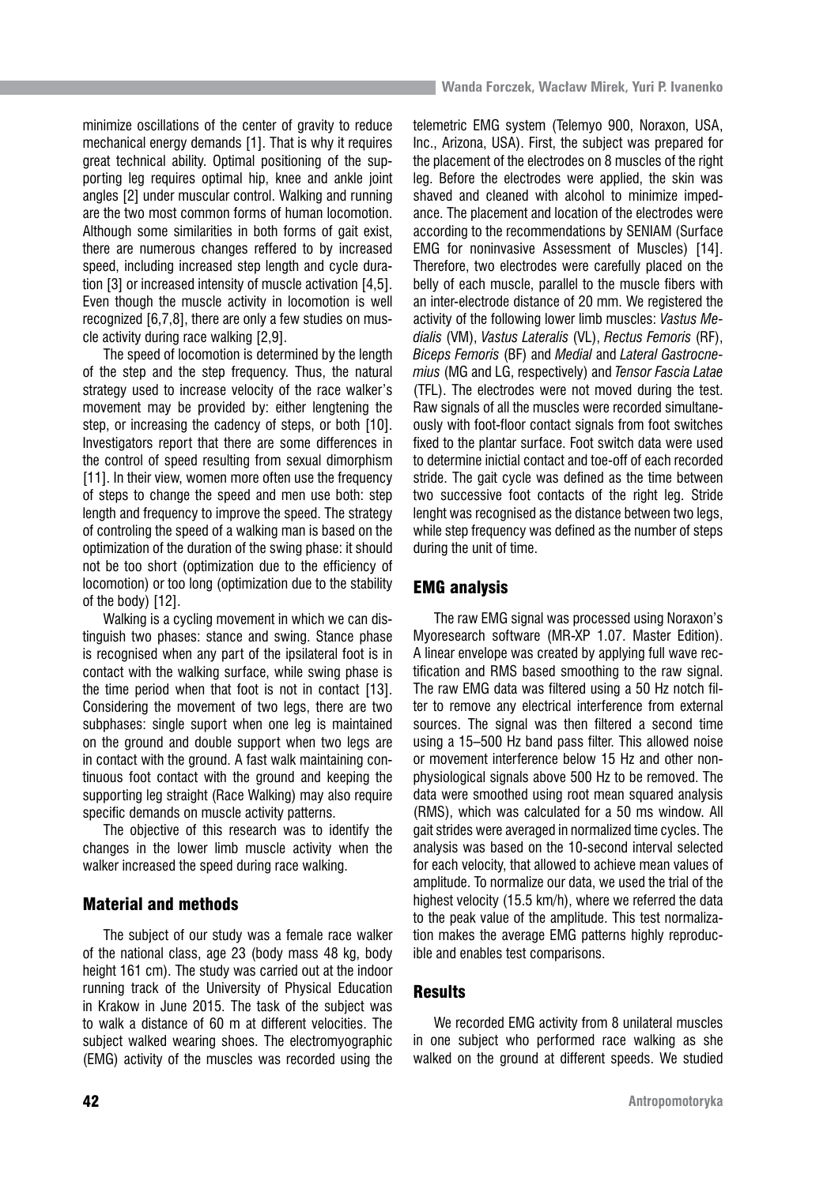minimize oscillations of the center of gravity to reduce mechanical energy demands [1]. That is why it requires great technical ability. Optimal positioning of the supporting leg requires optimal hip, knee and ankle joint angles [2] under muscular control. Walking and running are the two most common forms of human locomotion. Although some similarities in both forms of gait exist, there are numerous changes reffered to by increased speed, including increased step length and cycle duration [3] or increased intensity of muscle activation [4,5]. Even though the muscle activity in locomotion is well recognized [6,7,8], there are only a few studies on muscle activity during race walking [2,9].

The speed of locomotion is determined by the length of the step and the step frequency. Thus, the natural strategy used to increase velocity of the race walker's movement may be provided by: either lengtening the step, or increasing the cadency of steps, or both [10]. Investigators report that there are some differences in the control of speed resulting from sexual dimorphism [11]. In their view, women more often use the frequency of steps to change the speed and men use both: step length and frequency to improve the speed. The strategy of controling the speed of a walking man is based on the optimization of the duration of the swing phase: it should not be too short (optimization due to the efficiency of locomotion) or too long (optimization due to the stability of the body) [12].

Walking is a cycling movement in which we can distinguish two phases: stance and swing. Stance phase is recognised when any part of the ipsilateral foot is in contact with the walking surface, while swing phase is the time period when that foot is not in contact [13]. Considering the movement of two legs, there are two subphases: single suport when one leg is maintained on the ground and double support when two legs are in contact with the ground. A fast walk maintaining continuous foot contact with the ground and keeping the supporting leg straight (Race Walking) may also require specific demands on muscle activity patterns.

The objective of this research was to identify the changes in the lower limb muscle activity when the walker increased the speed during race walking.

## Material and methods

The subject of our study was a female race walker of the national class, age 23 (body mass 48 kg, body height 161 cm). The study was carried out at the indoor running track of the University of Physical Education in Krakow in June 2015. The task of the subject was to walk a distance of 60 m at different velocities. The subject walked wearing shoes. The electromyographic (EMG) activity of the muscles was recorded using the telemetric EMG system (Telemyo 900, Noraxon, USA, Inc., Arizona, USA). First, the subject was prepared for the placement of the electrodes on 8 muscles of the right leg. Before the electrodes were applied, the skin was shaved and cleaned with alcohol to minimize impedance. The placement and location of the electrodes were according to the recommendations by SENIAM (Surface EMG for noninvasive Assessment of Muscles) [14]. Therefore, two electrodes were carefully placed on the belly of each muscle, parallel to the muscle fibers with an inter-electrode distance of 20 mm. We registered the activity of the following lower limb muscles: *Vastus Medialis* (VM), *Vastus Lateralis* (VL), *Rectus Femoris* (RF), *Biceps Femoris* (BF) and *Medial* and *Lateral Gastrocnemius* (MG and LG, respectively) and *Tensor Fascia Latae* (TFL). The electrodes were not moved during the test. Raw signals of all the muscles were recorded simultaneously with foot-floor contact signals from foot switches fixed to the plantar surface. Foot switch data were used to determine inictial contact and toe-off of each recorded stride. The gait cycle was defined as the time between two successive foot contacts of the right leg. Stride lenght was recognised as the distance between two legs, while step frequency was defined as the number of steps during the unit of time.

## EMG analysis

The raw EMG signal was processed using Noraxon's Myoresearch software (MR-XP 1.07. Master Edition). A linear envelope was created by applying full wave rectification and RMS based smoothing to the raw signal. The raw EMG data was filtered using a 50 Hz notch filter to remove any electrical interference from external sources. The signal was then filtered a second time using a 15–500 Hz band pass filter. This allowed noise or movement interference below 15 Hz and other nonphysiological signals above 500 Hz to be removed. The data were smoothed using root mean squared analysis (RMS), which was calculated for a 50 ms window. All gait strides were averaged in normalized time cycles. The analysis was based on the 10-second interval selected for each velocity, that allowed to achieve mean values of amplitude. To normalize our data, we used the trial of the highest velocity (15.5 km/h), where we referred the data to the peak value of the amplitude. This test normalization makes the average EMG patterns highly reproducible and enables test comparisons.

## Results

We recorded EMG activity from 8 unilateral muscles in one subject who performed race walking as she walked on the ground at different speeds. We studied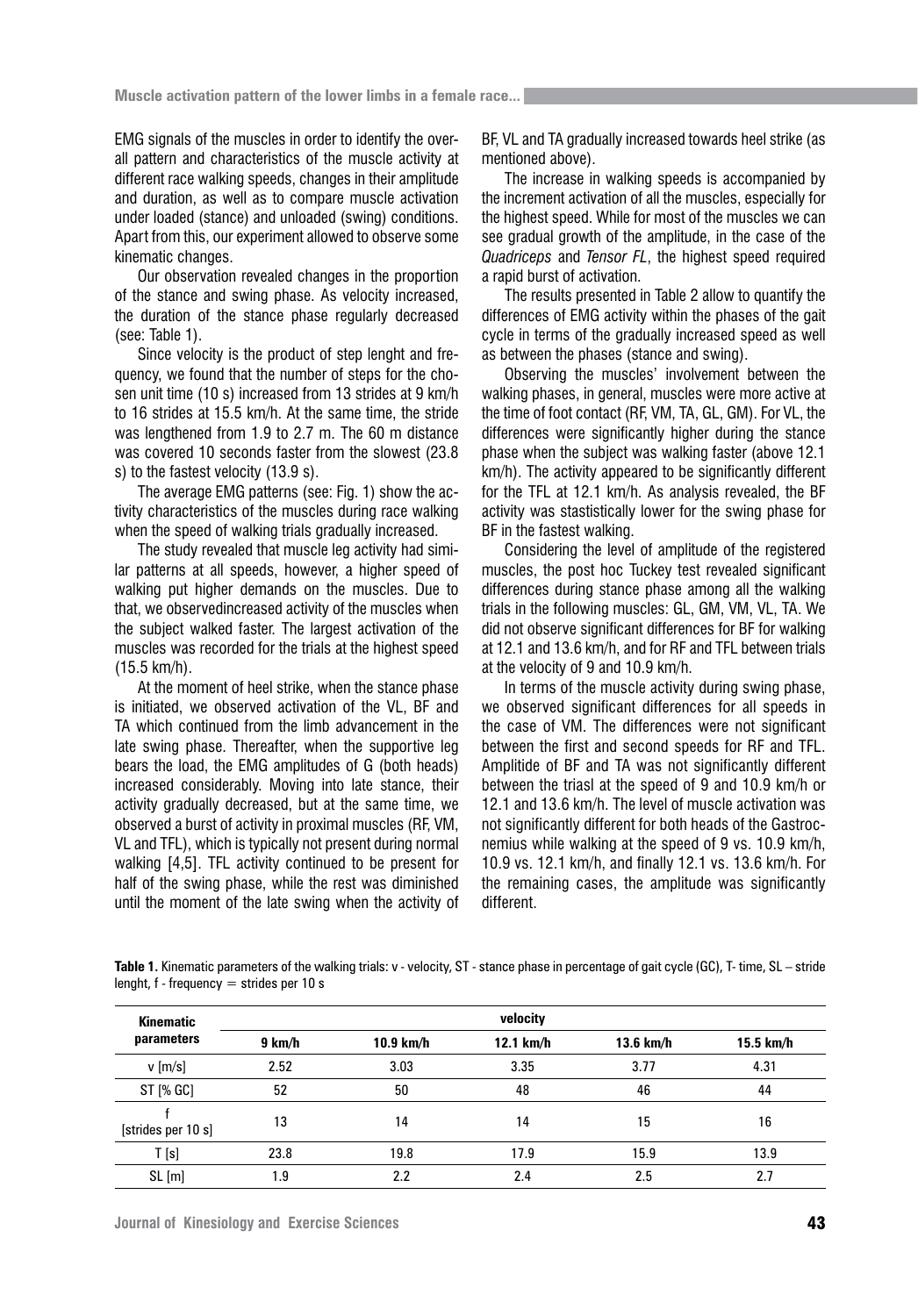EMG signals of the muscles in order to identify the overall pattern and characteristics of the muscle activity at different race walking speeds, changes in their amplitude and duration, as well as to compare muscle activation under loaded (stance) and unloaded (swing) conditions. Apart from this, our experiment allowed to observe some kinematic changes.

Our observation revealed changes in the proportion of the stance and swing phase. As velocity increased, the duration of the stance phase regularly decreased (see: Table 1).

Since velocity is the product of step lenght and frequency, we found that the number of steps for the chosen unit time (10 s) increased from 13 strides at 9 km/h to 16 strides at 15.5 km/h. At the same time, the stride was lengthened from 1.9 to 2.7 m. The 60 m distance was covered 10 seconds faster from the slowest (23.8 s) to the fastest velocity (13.9 s).

The average EMG patterns (see: Fig. 1) show the activity characteristics of the muscles during race walking when the speed of walking trials gradually increased.

The study revealed that muscle leg activity had similar patterns at all speeds, however, a higher speed of walking put higher demands on the muscles. Due to that, we observedincreased activity of the muscles when the subject walked faster. The largest activation of the muscles was recorded for the trials at the highest speed (15.5 km/h).

At the moment of heel strike, when the stance phase is initiated, we observed activation of the VL, BF and TA which continued from the limb advancement in the late swing phase. Thereafter, when the supportive leg bears the load, the EMG amplitudes of G (both heads) increased considerably. Moving into late stance, their activity gradually decreased, but at the same time, we observed a burst of activity in proximal muscles (RF, VM, VL and TFL), which is typically not present during normal walking [4,5]. TFL activity continued to be present for half of the swing phase, while the rest was diminished until the moment of the late swing when the activity of BF, VL and TA gradually increased towards heel strike (as mentioned above).

The increase in walking speeds is accompanied by the increment activation of all the muscles, especially for the highest speed. While for most of the muscles we can see gradual growth of the amplitude, in the case of the *Quadriceps* and *Tensor FL*, the highest speed required a rapid burst of activation.

The results presented in Table 2 allow to quantify the differences of EMG activity within the phases of the gait cycle in terms of the gradually increased speed as well as between the phases (stance and swing).

Observing the muscles' involvement between the walking phases, in general, muscles were more active at the time of foot contact (RF, VM, TA, GL, GM). For VL, the differences were significantly higher during the stance phase when the subject was walking faster (above 12.1 km/h). The activity appeared to be significantly different for the TFL at 12.1 km/h. As analysis revealed, the BF activity was stastistically lower for the swing phase for BF in the fastest walking.

Considering the level of amplitude of the registered muscles, the post hoc Tuckey test revealed significant differences during stance phase among all the walking trials in the following muscles: GL, GM, VM, VL, TA. We did not observe significant differences for BF for walking at 12.1 and 13.6 km/h, and for RF and TFL between trials at the velocity of 9 and 10.9 km/h.

In terms of the muscle activity during swing phase, we observed significant differences for all speeds in the case of VM. The differences were not significant between the first and second speeds for RF and TFL. Amplitide of BF and TA was not significantly different between the triasl at the speed of 9 and 10.9 km/h or 12.1 and 13.6 km/h. The level of muscle activation was not significantly different for both heads of the Gastrocnemius while walking at the speed of 9 vs. 10.9 km/h, 10.9 vs. 12.1 km/h, and finally 12.1 vs. 13.6 km/h. For the remaining cases, the amplitude was significantly different.

**Table 1.** Kinematic parameters of the walking trials: v - velocity, ST - stance phase in percentage of gait cycle (GC), T- time, SL – stride lenght, f - frequency = strides per 10 s

| Kinematic parameters | velocity | | | | |
|---|---|---|---|---|---|
| | 9 km/h | 10.9 km/h | 12.1 km/h | 13.6 km/h | 15.5 km/h |
| v [m/s] | 2.52 | 3.03 | 3.35 | 3.77 | 4.31 |
| ST [% GC] | 52 | 50 | 48 | 46 | 44 |
| f [strides per 10 s] | 13 | 14 | 14 | 15 | 16 |
| T [s] | 23.8 | 19.8 | 17.9 | 15.9 | 13.9 |
| SL [m] | 1.9 | 2.2 | 2.4 | 2.5 | 2.7 |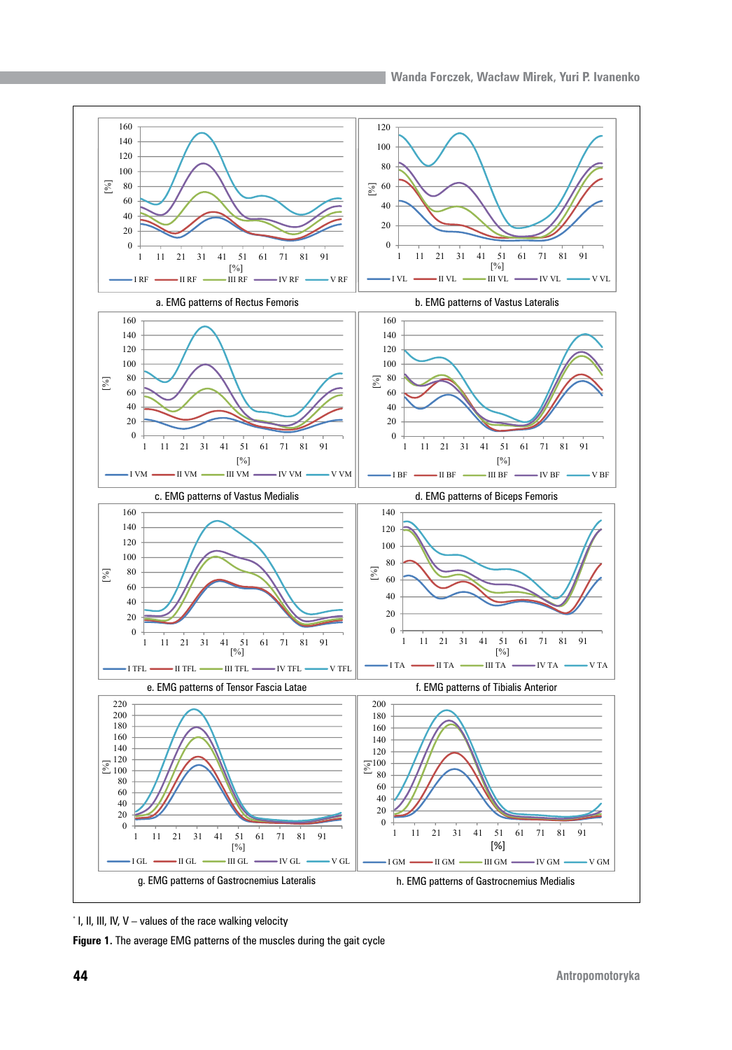a. EMG patterns of Rectus Femoris

b. EMG patterns of Vastus Lateralis

c. EMG patterns of Vastus Medialis

d. EMG patterns of Biceps Femoris

e. EMG patterns of Tensor Fascia Latae

f. EMG patterns of Tibialis Anterior

g. EMG patterns of Gastrocnemius Lateralis

h. EMG patterns of Gastrocnemius Medialis

* I, II, III, IV, V – values of the race walking velocity

**Figure 1.** The average EMG patterns of the muscles during the gait cycle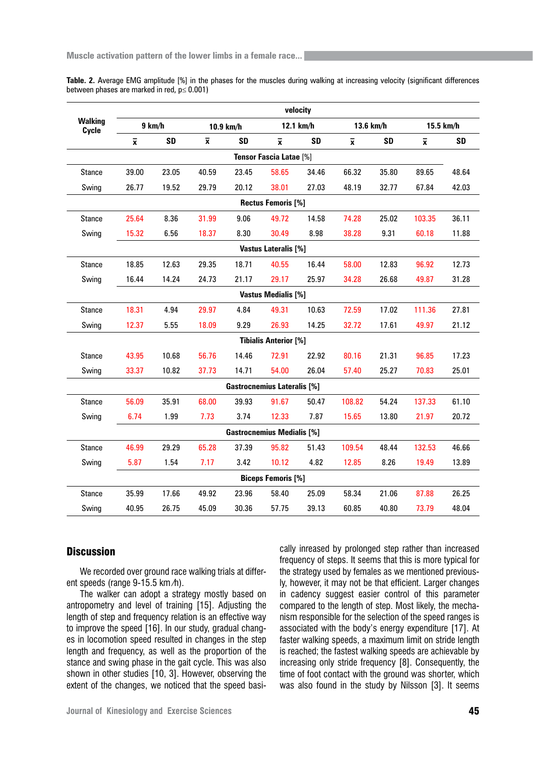**Table. 2.** Average EMG amplitude [%] in the phases for the muscles during walking at increasing velocity (significant differences between phases are marked in red, $p \leq 0.001$)

| Walking Cycle | velocity | | | | | | | | | |
|---|---|---|---|---|---|---|---|---|---|---|
| | 9 km/h | | 10.9 km/h | | 12.1 km/h | | 13.6 km/h | | 15.5 km/h | |
| | $\bar{x}$ | SD | $\bar{x}$ | SD | $\bar{x}$ | SD | $\bar{x}$ | SD | $\bar{x}$ | SD |
| | **Tensor Fascia Latae** [%] | | | | | | | | | |
| Stance | 39.00 | 23.05 | 40.59 | 23.45 | 58.65 | 34.46 | 66.32 | 35.80 | 89.65 | 48.64 |
| Swing | 26.77 | 19.52 | 29.79 | 20.12 | 38.01 | 27.03 | 48.19 | 32.77 | 67.84 | 42.03 |
| | **Rectus Femoris [%]** | | | | | | | | | |
| Stance | 25.64 | 8.36 | 31.99 | 9.06 | 49.72 | 14.58 | 74.28 | 25.02 | 103.35 | 36.11 |
| Swing | 15.32 | 6.56 | 18.37 | 8.30 | 30.49 | 8.98 | 38.28 | 9.31 | 60.18 | 11.88 |
| | **Vastus Lateralis [%]** | | | | | | | | | |
| Stance | 18.85 | 12.63 | 29.35 | 18.71 | 40.55 | 16.44 | 58.00 | 12.83 | 96.92 | 12.73 |
| Swing | 16.44 | 14.24 | 24.73 | 21.17 | 29.17 | 25.97 | 34.28 | 26.68 | 49.87 | 31.28 |
| | **Vastus Medialis [%]** | | | | | | | | | |
| Stance | 18.31 | 4.94 | 29.97 | 4.84 | 49.31 | 10.63 | 72.59 | 17.02 | 111.36 | 27.81 |
| Swing | 12.37 | 5.55 | 18.09 | 9.29 | 26.93 | 14.25 | 32.72 | 17.61 | 49.97 | 21.12 |
| | **Tibialis Anterior [%]** | | | | | | | | | |
| Stance | 43.95 | 10.68 | 56.76 | 14.46 | 72.91 | 22.92 | 80.16 | 21.31 | 96.85 | 17.23 |
| Swing | 33.37 | 10.82 | 37.73 | 14.71 | 54.00 | 26.04 | 57.40 | 25.27 | 70.83 | 25.01 |
| | **Gastrocnemius Lateralis [%]** | | | | | | | | | |
| Stance | 56.09 | 35.91 | 68.00 | 39.93 | 91.67 | 50.47 | 108.82 | 54.24 | 137.33 | 61.10 |
| Swing | 6.74 | 1.99 | 7.73 | 3.74 | 12.33 | 7.87 | 15.65 | 13.80 | 21.97 | 20.72 |
| | **Gastrocnemius Medialis [%]** | | | | | | | | | |
| Stance | 46.99 | 29.29 | 65.28 | 37.39 | 95.82 | 51.43 | 109.54 | 48.44 | 132.53 | 46.66 |
| Swing | 5.87 | 1.54 | 7.17 | 3.42 | 10.12 | 4.82 | 12.85 | 8.26 | 19.49 | 13.89 |
| | **Biceps Femoris [%]** | | | | | | | | | |
| Stance | 35.99 | 17.66 | 49.92 | 23.96 | 58.40 | 25.09 | 58.34 | 21.06 | 87.88 | 26.25 |
| Swing | 40.95 | 26.75 | 45.09 | 30.36 | 57.75 | 39.13 | 60.85 | 40.80 | 73.79 | 48.04 |

## Discussion

We recorded over ground race walking trials at different speeds (range 9-15.5 km/h).

The walker can adopt a strategy mostly based on antropometry and level of training [15]. Adjusting the length of step and frequency relation is an effective way to improve the speed [16]. In our study, gradual changes in locomotion speed resulted in changes in the step length and frequency, as well as the proportion of the stance and swing phase in the gait cycle. This was also shown in other studies [10, 3]. However, observing the extent of the changes, we noticed that the speed basically inreased by prolonged step rather than increased frequency of steps. It seems that this is more typical for the strategy used by females as we mentioned previously, however, it may not be that efficient. Larger changes in cadency suggest easier control of this parameter compared to the length of step. Most likely, the mechanism responsible for the selection of the speed ranges is associated with the body's energy expenditure [17]. At faster walking speeds, a maximum limit on stride length is reached; the fastest walking speeds are achievable by increasing only stride frequency [8]. Consequently, the time of foot contact with the ground was shorter, which was also found in the study by Nilsson [3]. It seems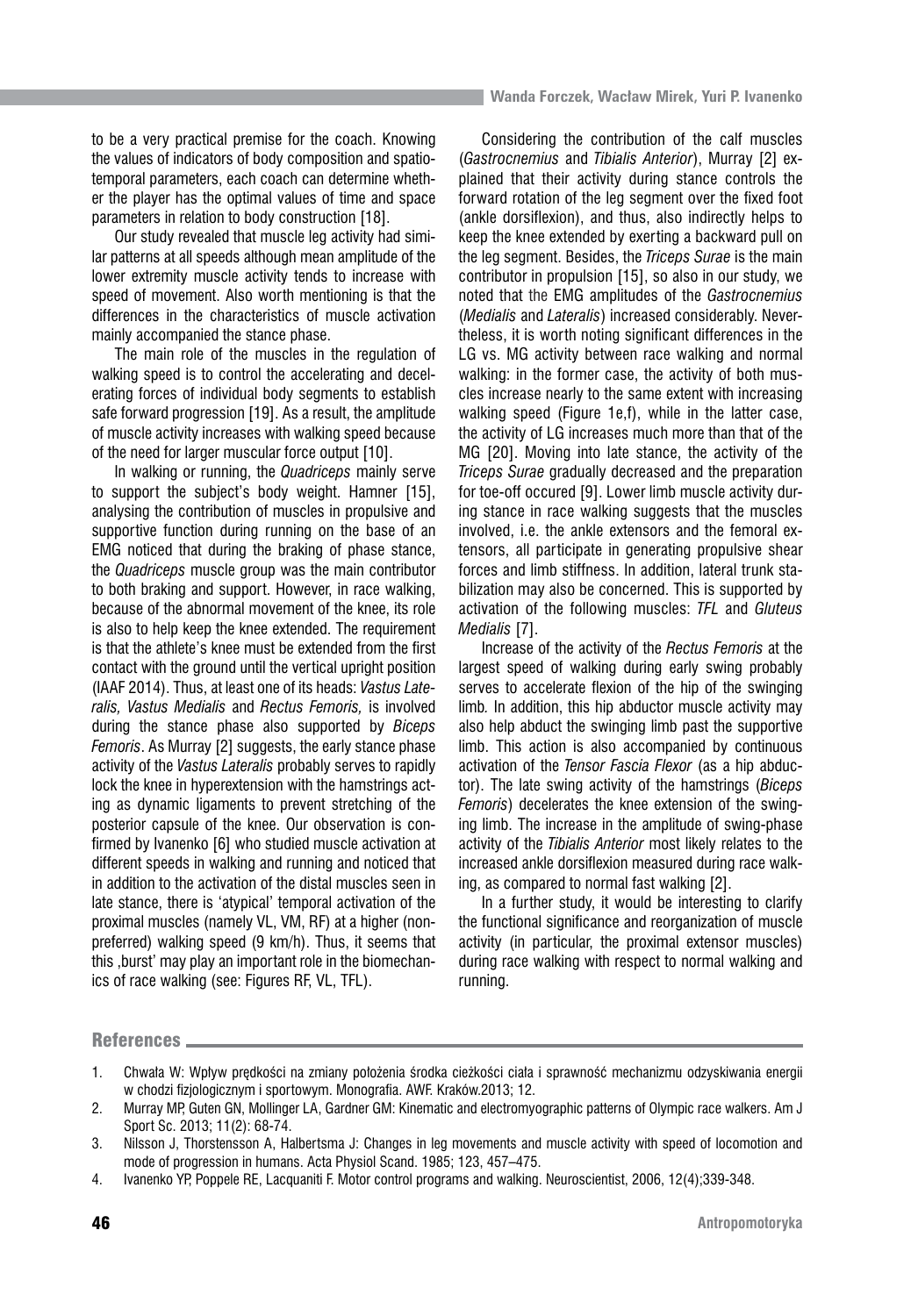to be a very practical premise for the coach. Knowing the values of indicators of body composition and spatiotemporal parameters, each coach can determine whether the player has the optimal values of time and space parameters in relation to body construction [18].

Our study revealed that muscle leg activity had similar patterns at all speeds although mean amplitude of the lower extremity muscle activity tends to increase with speed of movement. Also worth mentioning is that the differences in the characteristics of muscle activation mainly accompanied the stance phase.

The main role of the muscles in the regulation of walking speed is to control the accelerating and decelerating forces of individual body segments to establish safe forward progression [19]. As a result, the amplitude of muscle activity increases with walking speed because of the need for larger muscular force output [10].

In walking or running, the *Quadriceps* mainly serve to support the subject's body weight. Hamner [15], analysing the contribution of muscles in propulsive and supportive function during running on the base of an EMG noticed that during the braking of phase stance, the *Quadriceps* muscle group was the main contributor to both braking and support. However, in race walking, because of the abnormal movement of the knee, its role is also to help keep the knee extended. The requirement is that the athlete's knee must be extended from the first contact with the ground until the vertical upright position (IAAF 2014). Thus, at least one of its heads: *Vastus Lateralis, Vastus Medialis* and *Rectus Femoris,* is involved during the stance phase also supported by *Biceps Femoris*. As Murray [2] suggests, the early stance phase activity of the *Vastus Lateralis* probably serves to rapidly lock the knee in hyperextension with the hamstrings acting as dynamic ligaments to prevent stretching of the posterior capsule of the knee. Our observation is confirmed by Ivanenko [6] who studied muscle activation at different speeds in walking and running and noticed that in addition to the activation of the distal muscles seen in late stance, there is 'atypical' temporal activation of the proximal muscles (namely VL, VM, RF) at a higher (nonpreferred) walking speed (9 km/h). Thus, it seems that this ,burst' may play an important role in the biomechanics of race walking (see: Figures RF, VL, TFL).

Considering the contribution of the calf muscles (*Gastrocnemius* and *Tibialis Anterior*), Murray [2] explained that their activity during stance controls the forward rotation of the leg segment over the fixed foot (ankle dorsiflexion), and thus, also indirectly helps to keep the knee extended by exerting a backward pull on the leg segment. Besides, the *Triceps Surae* is the main contributor in propulsion [15], so also in our study, we noted that the EMG amplitudes of the *Gastrocnemius* (*Medialis* and *Lateralis*) increased considerably. Nevertheless, it is worth noting significant differences in the LG vs. MG activity between race walking and normal walking: in the former case, the activity of both muscles increase nearly to the same extent with increasing walking speed (Figure 1e,f), while in the latter case, the activity of LG increases much more than that of the MG [20]. Moving into late stance, the activity of the *Triceps Surae* gradually decreased and the preparation for toe-off occured [9]. Lower limb muscle activity during stance in race walking suggests that the muscles involved, i.e. the ankle extensors and the femoral extensors, all participate in generating propulsive shear forces and limb stiffness. In addition, lateral trunk stabilization may also be concerned. This is supported by activation of the following muscles: *TFL* and *Gluteus Medialis* [7].

Increase of the activity of the *Rectus Femoris* at the largest speed of walking during early swing probably serves to accelerate flexion of the hip of the swinging limb. In addition, this hip abductor muscle activity may also help abduct the swinging limb past the supportive limb. This action is also accompanied by continuous activation of the *Tensor Fascia Flexor* (as a hip abductor). The late swing activity of the hamstrings (*Biceps Femoris*) decelerates the knee extension of the swinging limb. The increase in the amplitude of swing-phase activity of the *Tibialis Anterior* most likely relates to the increased ankle dorsiflexion measured during race walking, as compared to normal fast walking [2].

In a further study, it would be interesting to clarify the functional significance and reorganization of muscle activity (in particular, the proximal extensor muscles) during race walking with respect to normal walking and running.

## References

1. Chwała W: Wpływ prędkości na zmiany położenia środka cieżkości ciała i sprawność mechanizmu odzyskiwania energii w chodzi fizjologicznym i sportowym. Monografia. AWF. Kraków.2013; 12.
2. Murray MP, Guten GN, Mollinger LA, Gardner GM: Kinematic and electromyographic patterns of Olympic race walkers. Am J Sport Sc. 2013; 11(2): 68-74.
3. Nilsson J, Thorstensson A, Halbertsma J: Changes in leg movements and muscle activity with speed of locomotion and mode of progression in humans. Acta Physiol Scand. 1985; 123, 457–475.
4. Ivanenko YP, Poppele RE, Lacquaniti F. Motor control programs and walking. Neuroscientist, 2006, 12(4);339-348.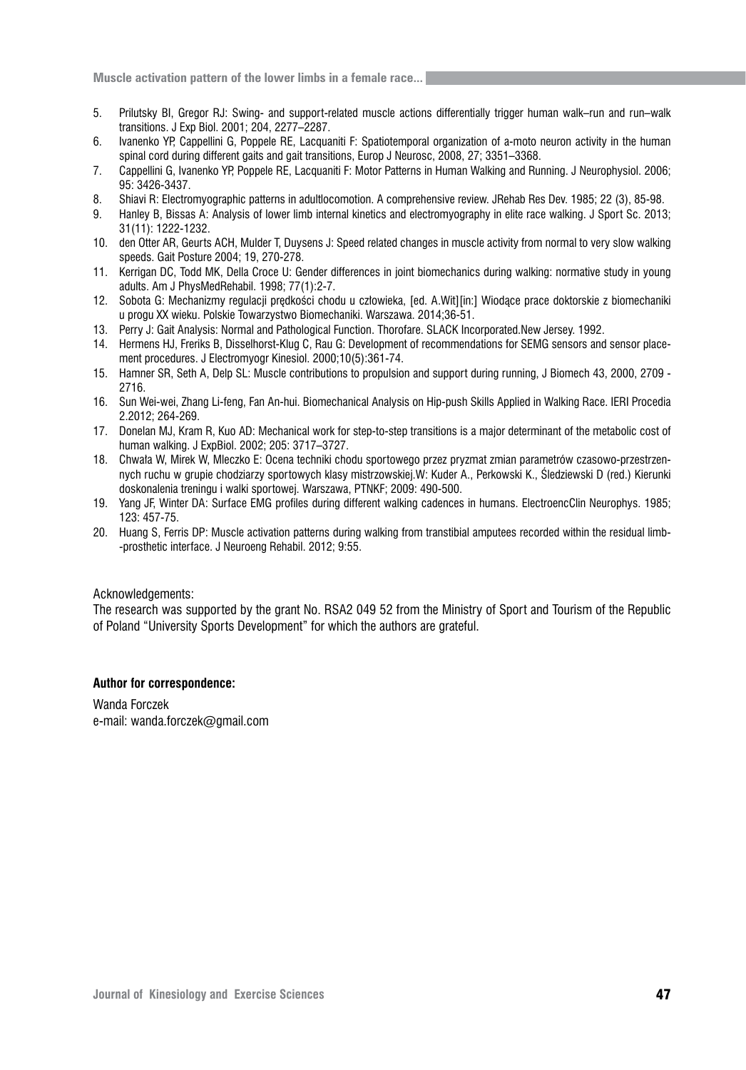5. Prilutsky BI, Gregor RJ: Swing- and support-related muscle actions differentially trigger human walk–run and run–walk transitions. J Exp Biol. 2001; 204, 2277–2287.
6. Ivanenko YP, Cappellini G, Poppele RE, Lacquaniti F: Spatiotemporal organization of a-moto neuron activity in the human spinal cord during different gaits and gait transitions, Europ J Neurosc, 2008, 27; 3351–3368.
7. Cappellini G, Ivanenko YP, Poppele RE, Lacquaniti F: Motor Patterns in Human Walking and Running. J Neurophysiol. 2006; 95: 3426-3437.
8. Shiavi R: Electromyographic patterns in adultlocomotion. A comprehensive review. JRehab Res Dev. 1985; 22 (3), 85-98.
9. Hanley B, Bissas A: Analysis of lower limb internal kinetics and electromyography in elite race walking. J Sport Sc. 2013; 31(11): 1222-1232.
10. den Otter AR, Geurts ACH, Mulder T, Duysens J: Speed related changes in muscle activity from normal to very slow walking speeds. Gait Posture 2004; 19, 270-278.
11. Kerrigan DC, Todd MK, Della Croce U: Gender differences in joint biomechanics during walking: normative study in young adults. Am J PhysMedRehabil. 1998; 77(1):2-7.
12. Sobota G: Mechanizmy regulacji prędkości chodu u człowieka, [ed. A.Wit][in:] Wiodące prace doktorskie z biomechaniki u progu XX wieku. Polskie Towarzystwo Biomechaniki. Warszawa. 2014;36-51.
13. Perry J: Gait Analysis: Normal and Pathological Function. Thorofare. SLACK Incorporated.New Jersey. 1992.
14. Hermens HJ, Freriks B, Disselhorst-Klug C, Rau G: Development of recommendations for SEMG sensors and sensor placement procedures. J Electromyogr Kinesiol. 2000;10(5):361-74.
15. Hamner SR, Seth A, Delp SL: Muscle contributions to propulsion and support during running, J Biomech 43, 2000, 2709 - 2716.
16. Sun Wei-wei, Zhang Li-feng, Fan An-hui. Biomechanical Analysis on Hip-push Skills Applied in Walking Race. IERI Procedia 2.2012; 264-269.
17. Donelan MJ, Kram R, Kuo AD: Mechanical work for step-to-step transitions is a major determinant of the metabolic cost of human walking. J ExpBiol. 2002; 205: 3717–3727.
18. Chwała W, Mirek W, Mleczko E: Ocena techniki chodu sportowego przez pryzmat zmian parametrów czasowo-przestrzennych ruchu w grupie chodziarzy sportowych klasy mistrzowskiej.W: Kuder A., Perkowski K., Śledziewski D (red.) Kierunki doskonalenia treningu i walki sportowej. Warszawa, PTNKF; 2009: 490-500.
19. Yang JF, Winter DA: Surface EMG profiles during different walking cadences in humans. ElectroencClin Neurophys. 1985; 123: 457-75.
20. Huang S, Ferris DP: Muscle activation patterns during walking from transtibial amputees recorded within the residual limb-prosthetic interface. J Neuroeng Rehabil. 2012; 9:55.

Acknowledgements:

The research was supported by the grant No. RSA2 049 52 from the Ministry of Sport and Tourism of the Republic of Poland "University Sports Development" for which the authors are grateful.

**Author for correspondence:**

Wanda Forczek
e-mail: wanda.forczek@gmail.com